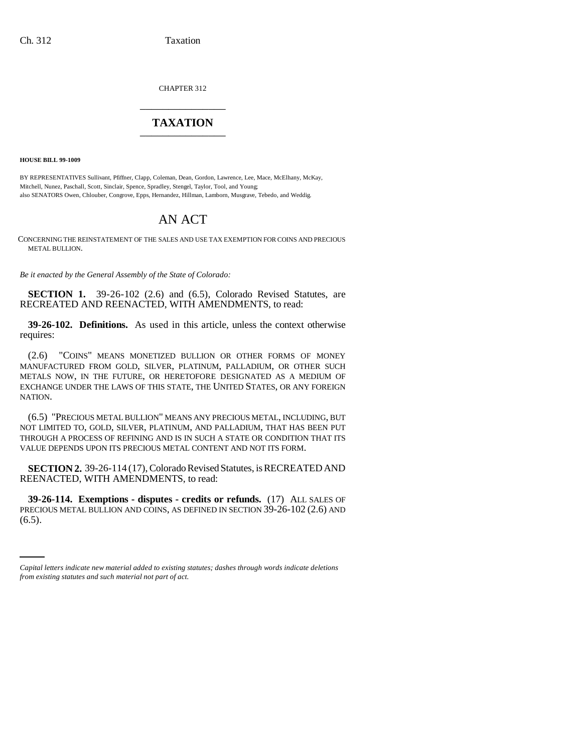CHAPTER 312

# TAXATION

**HOUSE BILL 99-1009**

BY REPRESENTATIVES Sullivant, Pfiffner, Clapp, Coleman, Dean, Gordon, Lawrence, Lee, Mace, McElhany, McKay, Mitchell, Nunez, Paschall, Scott, Sinclair, Spence, Spradley, Stengel, Taylor, Tool, and Young;
also SENATORS Owen, Chlouber, Congrove, Epps, Hernandez, Hillman, Lamborn, Musgrave, Tebedo, and Weddig.

## AN ACT

CONCERNING THE REINSTATEMENT OF THE SALES AND USE TAX EXEMPTION FOR COINS AND PRECIOUS METAL BULLION.

*Be it enacted by the General Assembly of the State of Colorado:*

**SECTION 1.** 39-26-102 (2.6) and (6.5), Colorado Revised Statutes, are RECREATED AND REENACTED, WITH AMENDMENTS, to read:

**39-26-102. Definitions.** As used in this article, unless the context otherwise requires:

(2.6) "COINS" MEANS MONETIZED BULLION OR OTHER FORMS OF MONEY MANUFACTURED FROM GOLD, SILVER, PLATINUM, PALLADIUM, OR OTHER SUCH METALS NOW, IN THE FUTURE, OR HERETOFORE DESIGNATED AS A MEDIUM OF EXCHANGE UNDER THE LAWS OF THIS STATE, THE UNITED STATES, OR ANY FOREIGN NATION.

(6.5) "PRECIOUS METAL BULLION" MEANS ANY PRECIOUS METAL, INCLUDING, BUT NOT LIMITED TO, GOLD, SILVER, PLATINUM, AND PALLADIUM, THAT HAS BEEN PUT THROUGH A PROCESS OF REFINING AND IS IN SUCH A STATE OR CONDITION THAT ITS VALUE DEPENDS UPON ITS PRECIOUS METAL CONTENT AND NOT ITS FORM.

**SECTION 2.** 39-26-114 (17), Colorado Revised Statutes, is RECREATED AND REENACTED, WITH AMENDMENTS, to read:

**39-26-114. Exemptions - disputes - credits or refunds.** (17) ALL SALES OF PRECIOUS METAL BULLION AND COINS, AS DEFINED IN SECTION 39-26-102 (2.6) AND (6.5).

*Capital letters indicate new material added to existing statutes; dashes through words indicate deletions from existing statutes and such material not part of act.*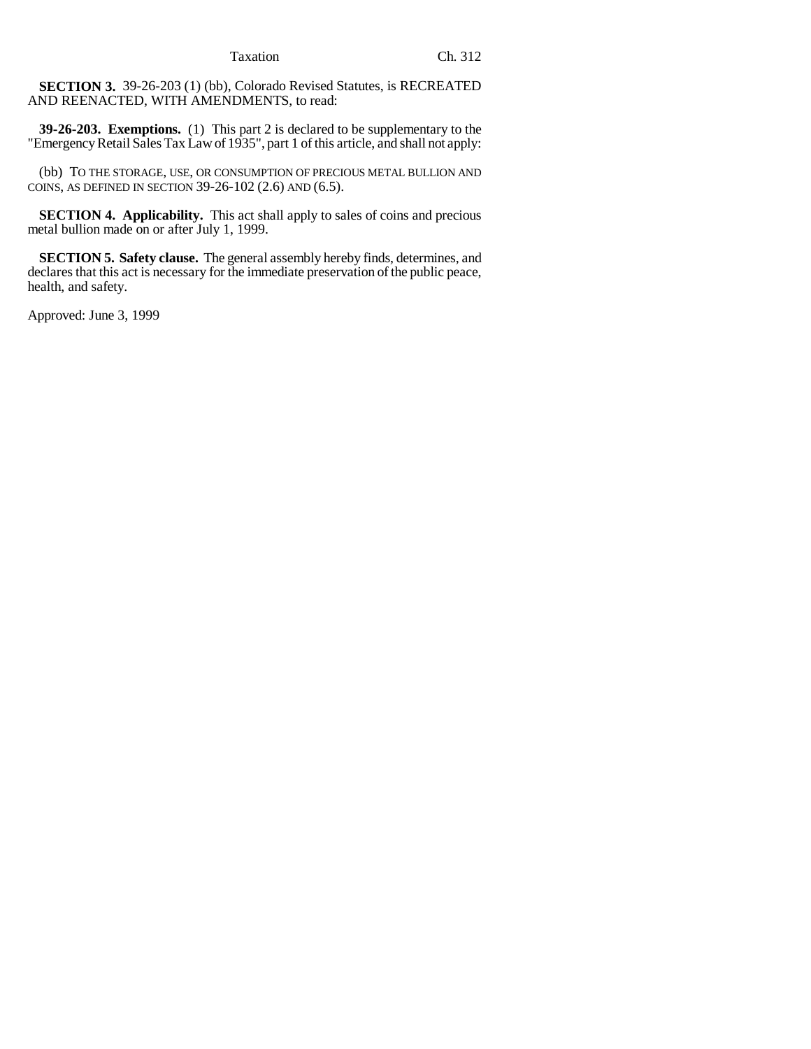**SECTION 3.** 39-26-203 (1) (bb), Colorado Revised Statutes, is RECREATED AND REENACTED, WITH AMENDMENTS, to read:

**39-26-203. Exemptions.** (1) This part 2 is declared to be supplementary to the "Emergency Retail Sales Tax Law of 1935", part 1 of this article, and shall not apply:

(bb) TO THE STORAGE, USE, OR CONSUMPTION OF PRECIOUS METAL BULLION AND COINS, AS DEFINED IN SECTION 39-26-102 (2.6) AND (6.5).

**SECTION 4. Applicability.** This act shall apply to sales of coins and precious metal bullion made on or after July 1, 1999.

**SECTION 5. Safety clause.** The general assembly hereby finds, determines, and declares that this act is necessary for the immediate preservation of the public peace, health, and safety.

Approved: June 3, 1999